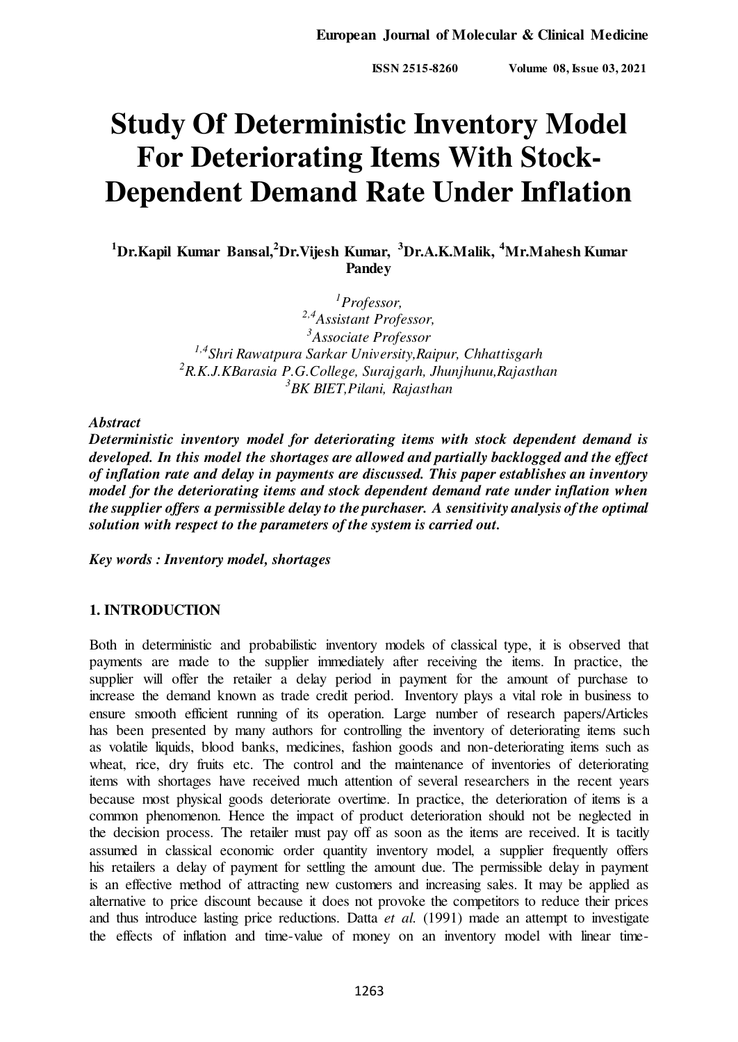# Study Of Deterministic Inventory Model For Deteriorating Items With Stock-Dependent Demand Rate Under Inflation

**[1]Dr.Kapil Kumar Bansal,[2]Dr.Vijesh Kumar, [3]Dr.A.K.Malik, [4]Mr.Mahesh Kumar Pandey**

*[1]Professor,*
*[2,4]Assistant Professor,*
*[3]Associate Professor*
*[1,4]Shri Rawatpura Sarkar University,Raipur, Chhattisgarh*
*[2]R.K.J.KBarasia P.G.College, Surajgarh, Jhunjhunu,Rajasthan*
*[3]BK BIET,Pilani, Rajasthan*

***Abstract***

***Deterministic inventory model for deteriorating items with stock dependent demand is developed. In this model the shortages are allowed and partially backlogged and the effect of inflation rate and delay in payments are discussed. This paper establishes an inventory model for the deteriorating items and stock dependent demand rate under inflation when the supplier offers a permissible delay to the purchaser. A sensitivity analysis of the optimal solution with respect to the parameters of the system is carried out.***

***Key words : Inventory model, shortages***

## 1. INTRODUCTION

Both in deterministic and probabilistic inventory models of classical type, it is observed that payments are made to the supplier immediately after receiving the items. In practice, the supplier will offer the retailer a delay period in payment for the amount of purchase to increase the demand known as trade credit period. Inventory plays a vital role in business to ensure smooth efficient running of its operation. Large number of research papers/Articles has been presented by many authors for controlling the inventory of deteriorating items such as volatile liquids, blood banks, medicines, fashion goods and non-deteriorating items such as wheat, rice, dry fruits etc. The control and the maintenance of inventories of deteriorating items with shortages have received much attention of several researchers in the recent years because most physical goods deteriorate overtime. In practice, the deterioration of items is a common phenomenon. Hence the impact of product deterioration should not be neglected in the decision process. The retailer must pay off as soon as the items are received. It is tacitly assumed in classical economic order quantity inventory model, a supplier frequently offers his retailers a delay of payment for settling the amount due. The permissible delay in payment is an effective method of attracting new customers and increasing sales. It may be applied as alternative to price discount because it does not provoke the competitors to reduce their prices and thus introduce lasting price reductions. Datta *et al.* (1991) made an attempt to investigate the effects of inflation and time-value of money on an inventory model with linear time-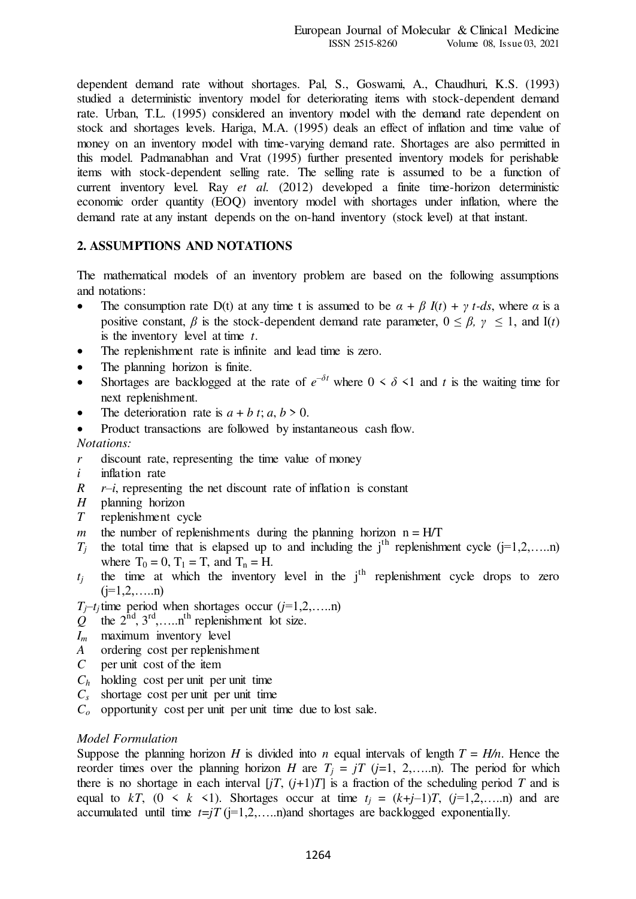dependent demand rate without shortages. Pal, S., Goswami, A., Chaudhuri, K.S. (1993) studied a deterministic inventory model for deteriorating items with stock-dependent demand rate. Urban, T.L. (1995) considered an inventory model with the demand rate dependent on stock and shortages levels. Hariga, M.A. (1995) deals an effect of inflation and time value of money on an inventory model with time-varying demand rate. Shortages are also permitted in this model. Padmanabhan and Vrat (1995) further presented inventory models for perishable items with stock-dependent selling rate. The selling rate is assumed to be a function of current inventory level. Ray *et al.* (2012) developed a finite time-horizon deterministic economic order quantity (EOQ) inventory model with shortages under inflation, where the demand rate at any instant depends on the on-hand inventory (stock level) at that instant.

## 2. ASSUMPTIONS AND NOTATIONS

The mathematical models of an inventory problem are based on the following assumptions and notations:

- The consumption rate D(t) at any time t is assumed to be $\alpha + \beta\, I(t) + \gamma\, t\text{-}ds$, where $\alpha$ is a positive constant, $\beta$ is the stock-dependent demand rate parameter, $0 \leq \beta,\ \gamma\ \leq 1$, and I($t$) is the inventory level at time $t$.
- The replenishment rate is infinite and lead time is zero.
- The planning horizon is finite.
- Shortages are backlogged at the rate of $e^{-\delta t}$ where $0 < \delta < 1$ and $t$ is the waiting time for next replenishment.
- The deterioration rate is $a + b\, t$; $a, b > 0$.
- Product transactions are followed by instantaneous cash flow.

*Notations:*

- $r$ discount rate, representing the time value of money
- $i$ inflation rate
- $R$ $r–i$, representing the net discount rate of inflation is constant
- $H$ planning horizon
- $T$ replenishment cycle
- $m$ the number of replenishments during the planning horizon $n = H/T$
- $T_j$ the total time that is elapsed up to and including the j[th] replenishment cycle (j=1,2,…..n) where $T_0 = 0$, $T_1 = T$, and $T_n = H$.
- $t_j$ the time at which the inventory level in the j[th] replenishment cycle drops to zero (j=1,2,…..n)
- $T_j – t_j$ time period when shortages occur ($j$=1,2,…..n)
- $Q$ the 2[nd], 3[rd],…..n[th] replenishment lot size.
- $I_m$ maximum inventory level
- $A$ ordering cost per replenishment
- $C$ per unit cost of the item
- $C_h$ holding cost per unit per unit time
- $C_s$ shortage cost per unit per unit time
- $C_o$ opportunity cost per unit per unit time due to lost sale.

*Model Formulation*

Suppose the planning horizon $H$ is divided into $n$ equal intervals of length $T = H/n$. Hence the reorder times over the planning horizon $H$ are $T_j = jT$ ($j$=1, 2,…..n). The period for which there is no shortage in each interval [$jT$, $(j+1)T$] is a fraction of the scheduling period $T$ and is equal to $kT$, $(0 < k < 1)$. Shortages occur at time $t_j = (k+j–1)T$, ($j$=1,2,…..n) and are accumulated until time $t$=$jT$ (j=1,2,…..n)and shortages are backlogged exponentially.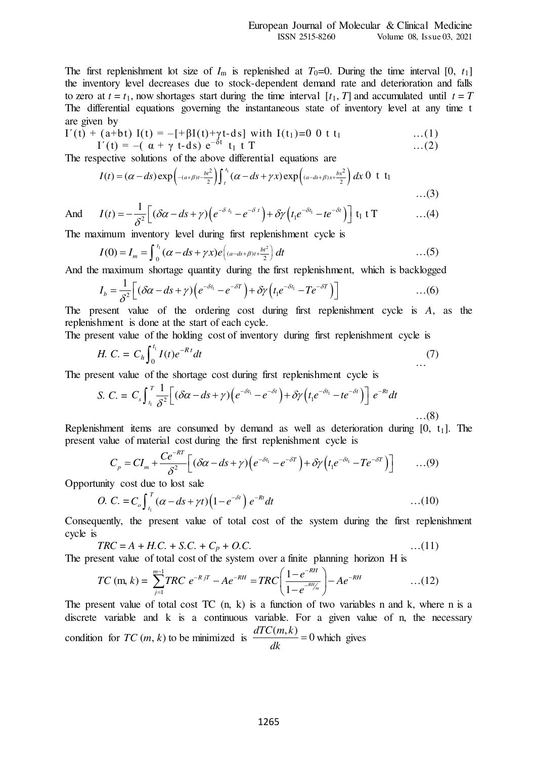The first replenishment lot size of $I_m$ is replenished at $T_0=0$. During the time interval $[0, t_1]$ the inventory level decreases due to stock-dependent demand rate and deterioration and falls to zero at $t = t_1$, now shortages start during the time interval $[t_1, T]$ and accumulated until $t = T$ The differential equations governing the instantaneous state of inventory level at any time t are given by

$$I'(t) + (a+bt)\, I(t) = -[+\beta I(t)+\gamma t-ds] \text{ with } I(t_1)=0 \quad 0\ t\ t_1 \qquad \ldots(1)$$

$$I'(t) = -(\alpha + \gamma\, t-ds)\, e^{-\delta t} \quad t_1\ t\ T \qquad \ldots(2)$$

The respective solutions of the above differential equations are

$$I(t) = (\alpha - ds)\exp\left(-(a+\beta)t - \frac{bt^2}{2}\right)\int_t^{t_1}(\alpha - ds + \gamma x)\exp\left((a-ds+\beta)x + \frac{bx^2}{2}\right)dx \quad 0\ t\ t_1 \qquad \ldots(3)$$

And
$$I(t) = -\frac{1}{\delta^2}\left[(\delta\alpha - ds + \gamma)\left(e^{-\delta t_1} - e^{-\delta t}\right) + \delta\gamma\left(t_1 e^{-\delta t_1} - t e^{-\delta t}\right)\right] \quad t_1\ t\ T \qquad \ldots(4)$$

The maximum inventory level during first replenishment cycle is

$$I(0) = I_m = \int_0^{t_1}(\alpha - ds + \gamma x)e^{\left((a-ds+\beta)t + \frac{bt^2}{2}\right)}dt \qquad \ldots(5)$$

And the maximum shortage quantity during the first replenishment, which is backlogged

$$I_b = \frac{1}{\delta^2}\left[(\delta\alpha - ds + \gamma)\left(e^{-\delta t_1} - e^{-\delta T}\right) + \delta\gamma\left(t_1 e^{-\delta t_1} - T e^{-\delta T}\right)\right] \qquad \ldots(6)$$

The present value of the ordering cost during first replenishment cycle is $A$, as the replenishment is done at the start of each cycle.

The present value of the holding cost of inventory during first replenishment cycle is

$$H.\,C. = C_h\int_0^{t_1} I(t)e^{-Rt}dt \qquad \ldots(7)$$

The present value of the shortage cost during first replenishment cycle is

$$S.\,C. = C_s\int_{t_1}^{T}\frac{1}{\delta^2}\left[(\delta\alpha - ds + \gamma)\left(e^{-\delta t_1} - e^{-\delta t}\right) + \delta\gamma\left(t_1 e^{-\delta t_1} - t e^{-\delta t}\right)\right]e^{-Rt}dt \qquad \ldots(8)$$

Replenishment items are consumed by demand as well as deterioration during $[0, t_1]$. The present value of material cost during the first replenishment cycle is

$$C_p = CI_m + \frac{Ce^{-RT}}{\delta^2}\left[(\delta\alpha - ds + \gamma)\left(e^{-\delta t_1} - e^{-\delta T}\right) + \delta\gamma\left(t_1 e^{-\delta t_1} - T e^{-\delta T}\right)\right] \qquad \ldots(9)$$

Opportunity cost due to lost sale

$$O.\,C. = C_o\int_{t_1}^{T}(\alpha - ds + \gamma t)\left(1 - e^{-\delta t}\right)e^{-Rt}dt \qquad \ldots(10)$$

Consequently, the present value of total cost of the system during the first replenishment cycle is

$$TRC = A + H.C. + S.C. + C_p + O.C. \qquad \ldots(11)$$

The present value of total cost of the system over a finite planning horizon H is

$$TC\,(\text{m}, k) = \sum_{j=1}^{m-1} TRC\ e^{-R\,jT} - Ae^{-RH} = TRC\left(\frac{1 - e^{-RH}}{1 - e^{-RH/m}}\right) - Ae^{-RH} \qquad \ldots(12)$$

The present value of total cost TC (n, k) is a function of two variables n and k, where n is a discrete variable and k is a continuous variable. For a given value of n, the necessary condition for $TC\,(m, k)$ to be minimized is $\frac{dTC(m,k)}{dk} = 0$ which gives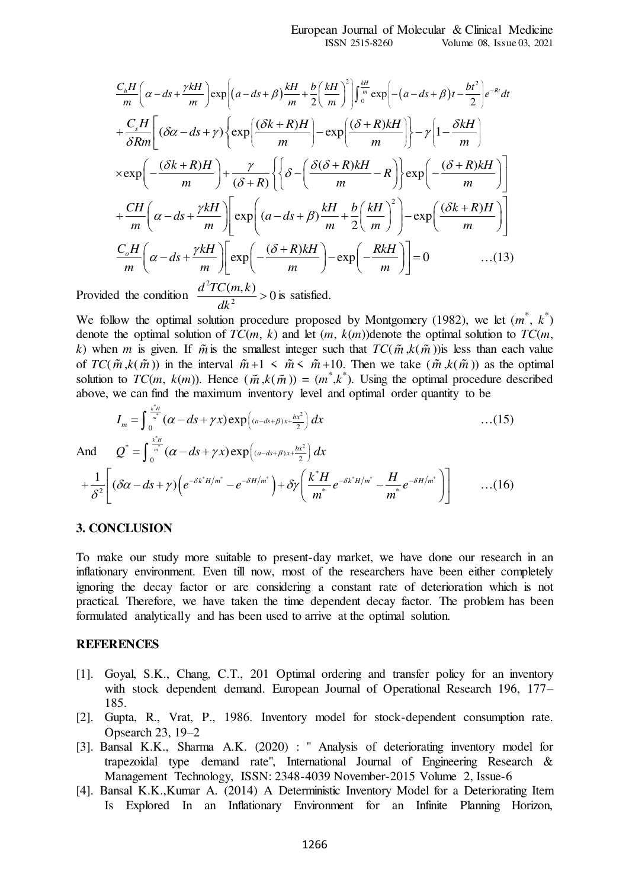$$\frac{C_h H}{m}\left(\alpha - ds + \frac{\gamma kH}{m}\right)\exp\left((a - ds + \beta)\frac{kH}{m} + \frac{b}{2}\left(\frac{kH}{m}\right)^2\right)\int_0^{\frac{kH}{m}} \exp\left[-(a - ds + \beta)t - \frac{bt^2}{2}\right]e^{-Rt}dt$$

$$+\frac{C_s H}{\delta Rm}\left[(\delta\alpha - ds + \gamma)\left\{\exp\left(\frac{(\delta k + R)H}{m}\right) - \exp\left(\frac{(\delta + R)kH}{m}\right)\right\} - \gamma\left(1 - \frac{\delta kH}{m}\right)\right.$$

$$\left.\times\exp\left(-\frac{(\delta k + R)H}{m}\right) + \frac{\gamma}{(\delta + R)}\left\{\left\{\delta - \left(\frac{\delta(\delta + R)kH}{m} - R\right)\right\}\exp\left(-\frac{(\delta + R)kH}{m}\right)\right]$$

$$+\frac{CH}{m}\left(\alpha - ds + \frac{\gamma kH}{m}\right)\left[\exp\left((a - ds + \beta)\frac{kH}{m} + \frac{b}{2}\left(\frac{kH}{m}\right)^2\right) - \exp\left(\frac{(\delta k + R)H}{m}\right)\right]$$

$$\frac{C_o H}{m}\left(\alpha - ds + \frac{\gamma kH}{m}\right)\left[\exp\left(-\frac{(\delta + R)kH}{m}\right) - \exp\left(-\frac{RkH}{m}\right)\right] = 0 \qquad \ldots(13)$$

Provided the condition $\frac{d^2TC(m,k)}{dk^2} > 0$ is satisfied.

We follow the optimal solution procedure proposed by Montgomery (1982), we let ($m^*$, $k^*$) denote the optimal solution of $TC(m, k)$ and let $(m, k(m))$denote the optimal solution to $TC(m, k)$ when $m$ is given. If $\tilde{m}$ is the smallest integer such that $TC(\tilde{m}, k(\tilde{m}))$is less than each value of $TC(\tilde{m}, k(\tilde{m}))$ in the interval $\tilde{m}+1 < \tilde{m} < \tilde{m}+10$. Then we take $(\tilde{m}, k(\tilde{m}))$ as the optimal solution to $TC(m, k(m))$. Hence $(\tilde{m}, k(\tilde{m})) = (m^*, k^*)$. Using the optimal procedure described above, we can find the maximum inventory level and optimal order quantity to be

$$I_m = \int_0^{\frac{k^* H}{m^*}} (\alpha - ds + \gamma x)\exp\left((a - ds + \beta)x + \frac{bx^2}{2}\right)dx \qquad \ldots(15)$$

And $$Q^* = \int_0^{\frac{k^* H}{m^*}} (\alpha - ds + \gamma x)\exp\left((a - ds + \beta)x + \frac{bx^2}{2}\right)dx$$

$$+\frac{1}{\delta^2}\left[(\delta\alpha - ds + \gamma)\left(e^{-\delta k^* H/m^*} - e^{-\delta H/m^*}\right) + \delta\gamma\left(\frac{k^* H}{m^*}e^{-\delta k^* H/m^*} - \frac{H}{m^*}e^{-\delta H/m^*}\right)\right] \qquad \ldots(16)$$

## 3. CONCLUSION

To make our study more suitable to present-day market, we have done our research in an inflationary environment. Even till now, most of the researchers have been either completely ignoring the decay factor or are considering a constant rate of deterioration which is not practical. Therefore, we have taken the time dependent decay factor. The problem has been formulated analytically and has been used to arrive at the optimal solution.

## REFERENCES

[1]. Goyal, S.K., Chang, C.T., 201 Optimal ordering and transfer policy for an inventory with stock dependent demand. European Journal of Operational Research 196, 177–185.

[2]. Gupta, R., Vrat, P., 1986. Inventory model for stock-dependent consumption rate. Opsearch 23, 19–2

[3]. Bansal K.K., Sharma A.K. (2020) : " Analysis of deteriorating inventory model for trapezoidal type demand rate", International Journal of Engineering Research & Management Technology, ISSN: 2348-4039 November-2015 Volume 2, Issue-6

[4]. Bansal K.K.,Kumar A. (2014) A Deterministic Inventory Model for a Deteriorating Item Is Explored In an Inflationary Environment for an Infinite Planning Horizon,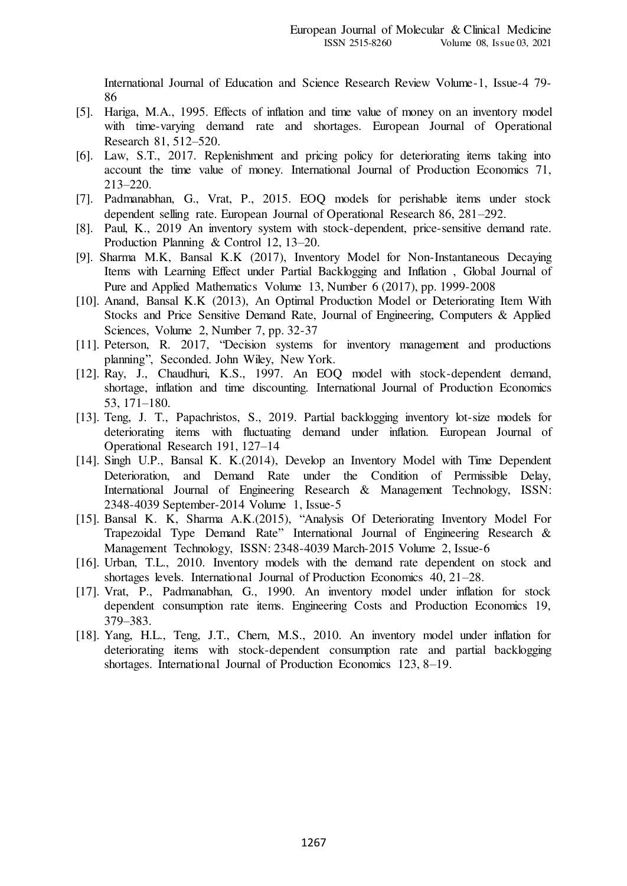International Journal of Education and Science Research Review Volume-1, Issue-4 79-86

[5]. Hariga, M.A., 1995. Effects of inflation and time value of money on an inventory model with time-varying demand rate and shortages. European Journal of Operational Research 81, 512–520.

[6]. Law, S.T., 2017. Replenishment and pricing policy for deteriorating items taking into account the time value of money. International Journal of Production Economics 71, 213–220.

[7]. Padmanabhan, G., Vrat, P., 2015. EOQ models for perishable items under stock dependent selling rate. European Journal of Operational Research 86, 281–292.

[8]. Paul, K., 2019 An inventory system with stock-dependent, price-sensitive demand rate. Production Planning & Control 12, 13–20.

[9]. Sharma M.K, Bansal K.K (2017), Inventory Model for Non-Instantaneous Decaying Items with Learning Effect under Partial Backlogging and Inflation , Global Journal of Pure and Applied Mathematics Volume 13, Number 6 (2017), pp. 1999-2008

[10]. Anand, Bansal K.K (2013), An Optimal Production Model or Deteriorating Item With Stocks and Price Sensitive Demand Rate, Journal of Engineering, Computers & Applied Sciences, Volume 2, Number 7, pp. 32-37

[11]. Peterson, R. 2017, "Decision systems for inventory management and productions planning", Seconded. John Wiley, New York.

[12]. Ray, J., Chaudhuri, K.S., 1997. An EOQ model with stock-dependent demand, shortage, inflation and time discounting. International Journal of Production Economics 53, 171–180.

[13]. Teng, J. T., Papachristos, S., 2019. Partial backlogging inventory lot-size models for deteriorating items with fluctuating demand under inflation. European Journal of Operational Research 191, 127–14

[14]. Singh U.P., Bansal K. K.(2014), Develop an Inventory Model with Time Dependent Deterioration, and Demand Rate under the Condition of Permissible Delay, International Journal of Engineering Research & Management Technology, ISSN: 2348-4039 September-2014 Volume 1, Issue-5

[15]. Bansal K. K, Sharma A.K.(2015), "Analysis Of Deteriorating Inventory Model For Trapezoidal Type Demand Rate" International Journal of Engineering Research & Management Technology, ISSN: 2348-4039 March-2015 Volume 2, Issue-6

[16]. Urban, T.L., 2010. Inventory models with the demand rate dependent on stock and shortages levels. International Journal of Production Economics 40, 21–28.

[17]. Vrat, P., Padmanabhan, G., 1990. An inventory model under inflation for stock dependent consumption rate items. Engineering Costs and Production Economics 19, 379–383.

[18]. Yang, H.L., Teng, J.T., Chern, M.S., 2010. An inventory model under inflation for deteriorating items with stock-dependent consumption rate and partial backlogging shortages. International Journal of Production Economics 123, 8–19.